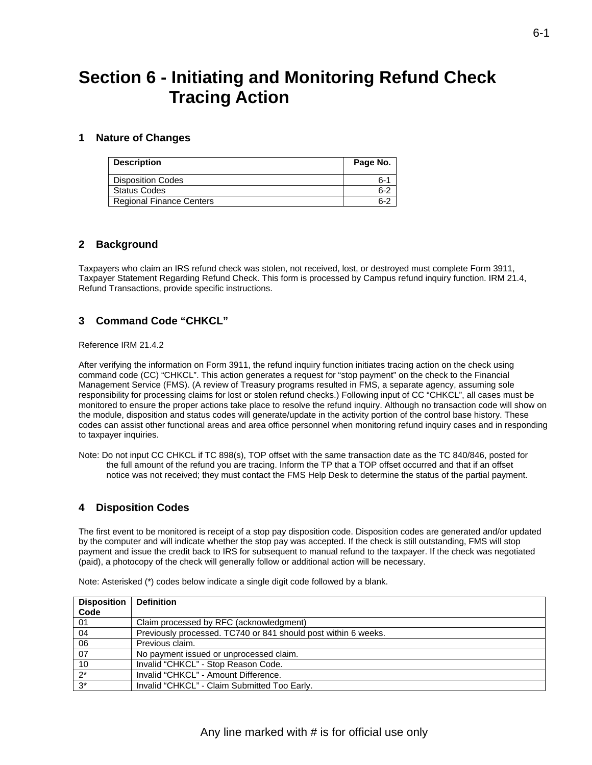# Section 6 - Initiating and Monitoring Refund Check Tracing Action

## 1 Nature of Changes

| Description | Page No. |
|---|---|
| Disposition Codes | 6-1 |
| Status Codes | 6-2 |
| Regional Finance Centers | 6-2 |

## 2 Background

Taxpayers who claim an IRS refund check was stolen, not received, lost, or destroyed must complete Form 3911, Taxpayer Statement Regarding Refund Check. This form is processed by Campus refund inquiry function. IRM 21.4, Refund Transactions, provide specific instructions.

## 3 Command Code "CHKCL"

Reference IRM 21.4.2

After verifying the information on Form 3911, the refund inquiry function initiates tracing action on the check using command code (CC) "CHKCL". This action generates a request for "stop payment" on the check to the Financial Management Service (FMS). (A review of Treasury programs resulted in FMS, a separate agency, assuming sole responsibility for processing claims for lost or stolen refund checks.) Following input of CC "CHKCL", all cases must be monitored to ensure the proper actions take place to resolve the refund inquiry. Although no transaction code will show on the module, disposition and status codes will generate/update in the activity portion of the control base history. These codes can assist other functional areas and area office personnel when monitoring refund inquiry cases and in responding to taxpayer inquiries.

Note: Do not input CC CHKCL if TC 898(s), TOP offset with the same transaction date as the TC 840/846, posted for the full amount of the refund you are tracing. Inform the TP that a TOP offset occurred and that if an offset notice was not received; they must contact the FMS Help Desk to determine the status of the partial payment.

## 4 Disposition Codes

The first event to be monitored is receipt of a stop pay disposition code. Disposition codes are generated and/or updated by the computer and will indicate whether the stop pay was accepted. If the check is still outstanding, FMS will stop payment and issue the credit back to IRS for subsequent to manual refund to the taxpayer. If the check was negotiated (paid), a photocopy of the check will generally follow or additional action will be necessary.

Note: Asterisked (*) codes below indicate a single digit code followed by a blank.

| Disposition Code | Definition |
|---|---|
| 01 | Claim processed by RFC (acknowledgment) |
| 04 | Previously processed. TC740 or 841 should post within 6 weeks. |
| 06 | Previous claim. |
| 07 | No payment issued or unprocessed claim. |
| 10 | Invalid "CHKCL" - Stop Reason Code. |
| 2* | Invalid "CHKCL" - Amount Difference. |
| 3* | Invalid "CHKCL" - Claim Submitted Too Early. |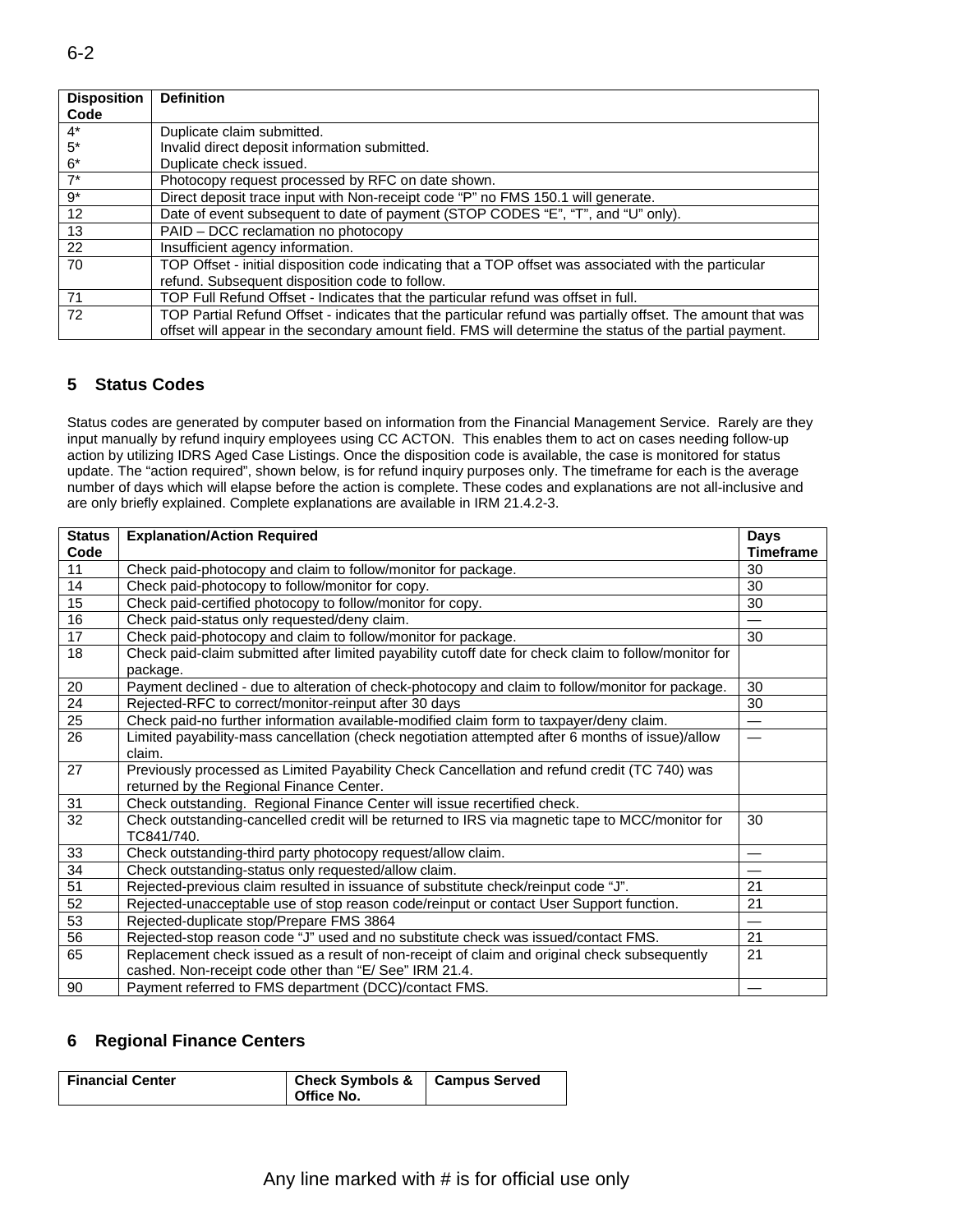| Disposition Code | Definition |
|---|---|
| 4* | Duplicate claim submitted. |
| 5* | Invalid direct deposit information submitted. |
| 6* | Duplicate check issued. |
| 7* | Photocopy request processed by RFC on date shown. |
| 9* | Direct deposit trace input with Non-receipt code “P” no FMS 150.1 will generate. |
| 12 | Date of event subsequent to date of payment (STOP CODES “E”, “T”, and “U” only). |
| 13 | PAID – DCC reclamation no photocopy |
| 22 | Insufficient agency information. |
| 70 | TOP Offset - initial disposition code indicating that a TOP offset was associated with the particular refund. Subsequent disposition code to follow. |
| 71 | TOP Full Refund Offset - Indicates that the particular refund was offset in full. |
| 72 | TOP Partial Refund Offset - indicates that the particular refund was partially offset. The amount that was offset will appear in the secondary amount field. FMS will determine the status of the partial payment. |

## 5 Status Codes

Status codes are generated by computer based on information from the Financial Management Service. Rarely are they input manually by refund inquiry employees using CC ACTON. This enables them to act on cases needing follow-up action by utilizing IDRS Aged Case Listings. Once the disposition code is available, the case is monitored for status update. The “action required”, shown below, is for refund inquiry purposes only. The timeframe for each is the average number of days which will elapse before the action is complete. These codes and explanations are not all-inclusive and are only briefly explained. Complete explanations are available in IRM 21.4.2-3.

| Status Code | Explanation/Action Required | Days Timeframe |
|---|---|---|
| 11 | Check paid-photocopy and claim to follow/monitor for package. | 30 |
| 14 | Check paid-photocopy to follow/monitor for copy. | 30 |
| 15 | Check paid-certified photocopy to follow/monitor for copy. | 30 |
| 16 | Check paid-status only requested/deny claim. | — |
| 17 | Check paid-photocopy and claim to follow/monitor for package. | 30 |
| 18 | Check paid-claim submitted after limited payability cutoff date for check claim to follow/monitor for package. | |
| 20 | Payment declined - due to alteration of check-photocopy and claim to follow/monitor for package. | 30 |
| 24 | Rejected-RFC to correct/monitor-reinput after 30 days | 30 |
| 25 | Check paid-no further information available-modified claim form to taxpayer/deny claim. | — |
| 26 | Limited payability-mass cancellation (check negotiation attempted after 6 months of issue)/allow claim. | — |
| 27 | Previously processed as Limited Payability Check Cancellation and refund credit (TC 740) was returned by the Regional Finance Center. | |
| 31 | Check outstanding. Regional Finance Center will issue recertified check. | |
| 32 | Check outstanding-cancelled credit will be returned to IRS via magnetic tape to MCC/monitor for TC841/740. | 30 |
| 33 | Check outstanding-third party photocopy request/allow claim. | — |
| 34 | Check outstanding-status only requested/allow claim. | — |
| 51 | Rejected-previous claim resulted in issuance of substitute check/reinput code “J”. | 21 |
| 52 | Rejected-unacceptable use of stop reason code/reinput or contact User Support function. | 21 |
| 53 | Rejected-duplicate stop/Prepare FMS 3864 | — |
| 56 | Rejected-stop reason code “J” used and no substitute check was issued/contact FMS. | 21 |
| 65 | Replacement check issued as a result of non-receipt of claim and original check subsequently cashed. Non-receipt code other than “E/ See” IRM 21.4. | 21 |
| 90 | Payment referred to FMS department (DCC)/contact FMS. | — |

## 6 Regional Finance Centers

| Financial Center | Check Symbols & Office No. | Campus Served |
|---|---|---|

Any line marked with # is for official use only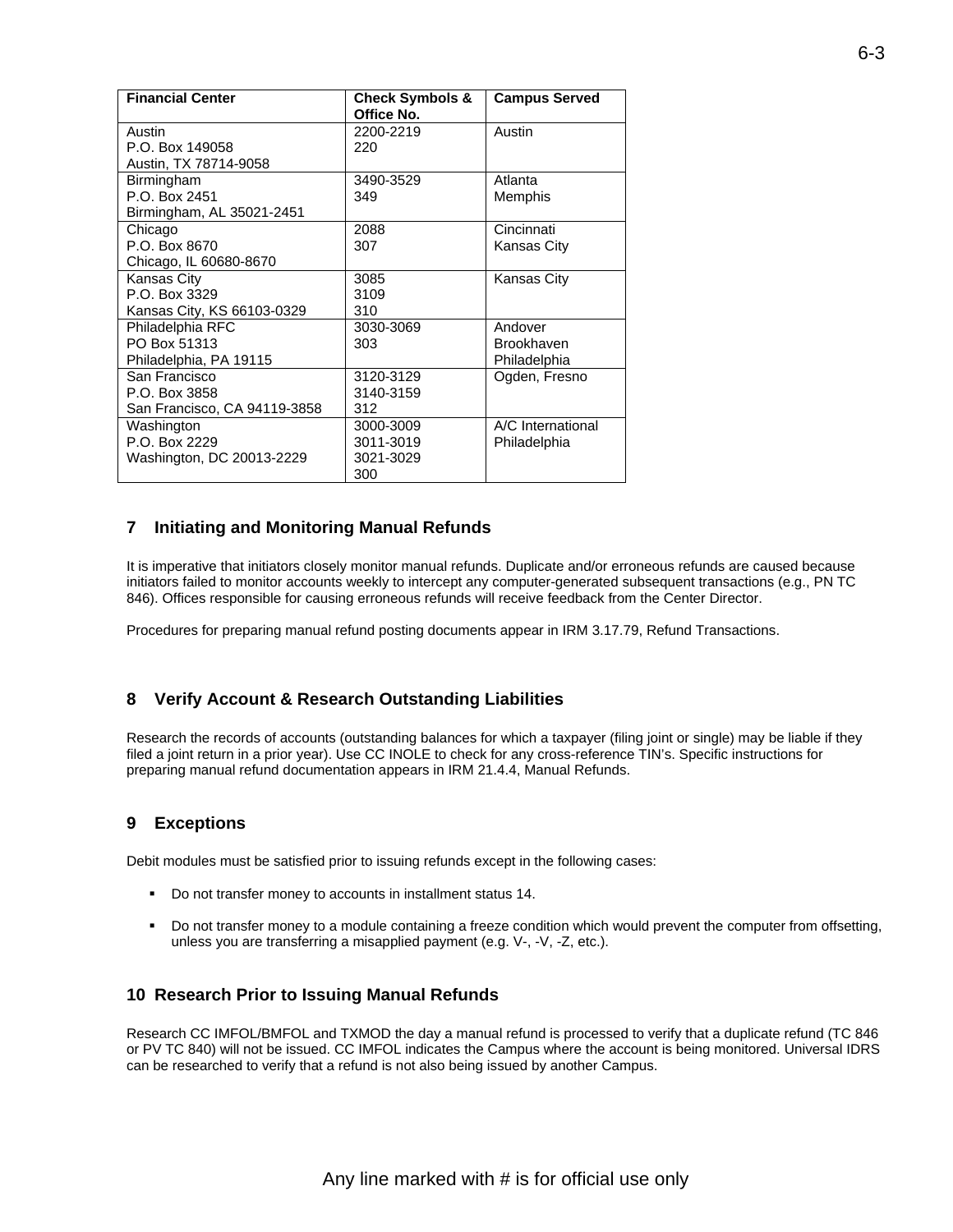| Financial Center | Check Symbols & Office No. | Campus Served |
|---|---|---|
| Austin<br>P.O. Box 149058<br>Austin, TX 78714-9058 | 2200-2219<br>220 | Austin |
| Birmingham<br>P.O. Box 2451<br>Birmingham, AL 35021-2451 | 3490-3529<br>349 | Atlanta<br>Memphis |
| Chicago<br>P.O. Box 8670<br>Chicago, IL 60680-8670 | 2088<br>307 | Cincinnati<br>Kansas City |
| Kansas City<br>P.O. Box 3329<br>Kansas City, KS 66103-0329 | 3085<br>3109<br>310 | Kansas City |
| Philadelphia RFC<br>PO Box 51313<br>Philadelphia, PA 19115 | 3030-3069<br>303 | Andover<br>Brookhaven<br>Philadelphia |
| San Francisco<br>P.O. Box 3858<br>San Francisco, CA 94119-3858 | 3120-3129<br>3140-3159<br>312 | Ogden, Fresno |
| Washington<br>P.O. Box 2229<br>Washington, DC 20013-2229 | 3000-3009<br>3011-3019<br>3021-3029<br>300 | A/C International<br>Philadelphia |

## 7 Initiating and Monitoring Manual Refunds

It is imperative that initiators closely monitor manual refunds. Duplicate and/or erroneous refunds are caused because initiators failed to monitor accounts weekly to intercept any computer-generated subsequent transactions (e.g., PN TC 846). Offices responsible for causing erroneous refunds will receive feedback from the Center Director.

Procedures for preparing manual refund posting documents appear in IRM 3.17.79, Refund Transactions.

## 8 Verify Account & Research Outstanding Liabilities

Research the records of accounts (outstanding balances for which a taxpayer (filing joint or single) may be liable if they filed a joint return in a prior year). Use CC INOLE to check for any cross-reference TIN's. Specific instructions for preparing manual refund documentation appears in IRM 21.4.4, Manual Refunds.

## 9 Exceptions

Debit modules must be satisfied prior to issuing refunds except in the following cases:

- Do not transfer money to accounts in installment status 14.
- Do not transfer money to a module containing a freeze condition which would prevent the computer from offsetting, unless you are transferring a misapplied payment (e.g. V-, -V, -Z, etc.).

## 10 Research Prior to Issuing Manual Refunds

Research CC IMFOL/BMFOL and TXMOD the day a manual refund is processed to verify that a duplicate refund (TC 846 or PV TC 840) will not be issued. CC IMFOL indicates the Campus where the account is being monitored. Universal IDRS can be researched to verify that a refund is not also being issued by another Campus.

Any line marked with # is for official use only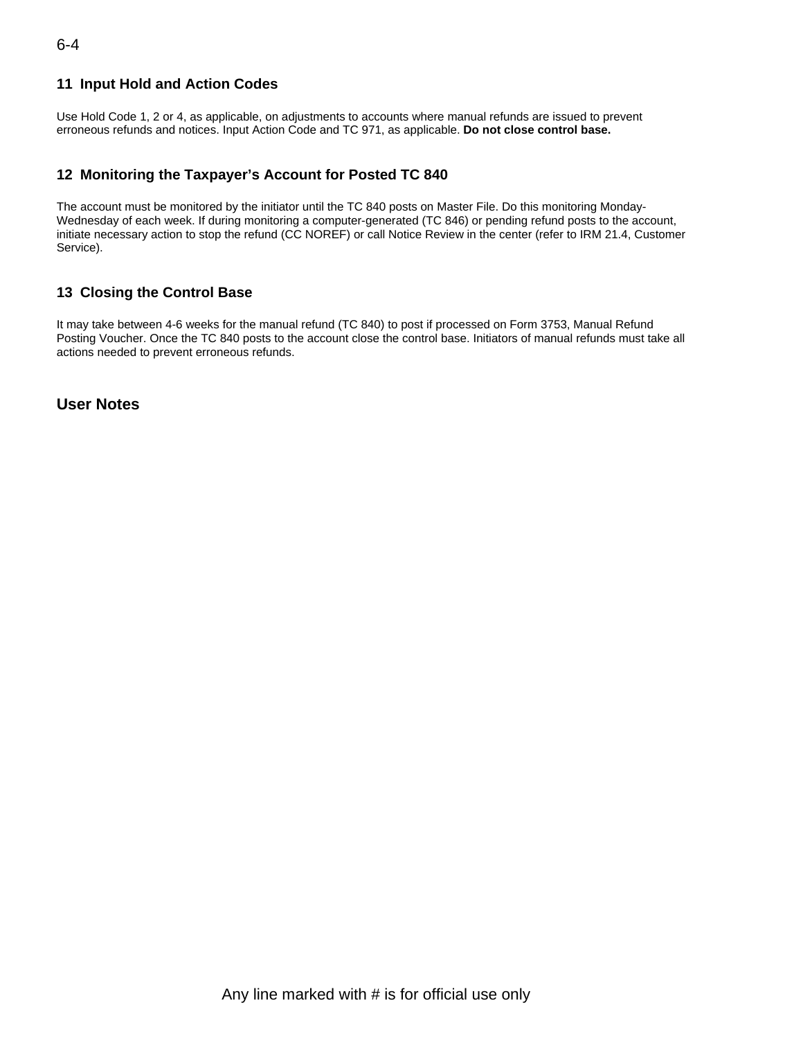## 11 Input Hold and Action Codes

Use Hold Code 1, 2 or 4, as applicable, on adjustments to accounts where manual refunds are issued to prevent erroneous refunds and notices. Input Action Code and TC 971, as applicable. **Do not close control base.**

## 12 Monitoring the Taxpayer's Account for Posted TC 840

The account must be monitored by the initiator until the TC 840 posts on Master File. Do this monitoring Monday-Wednesday of each week. If during monitoring a computer-generated (TC 846) or pending refund posts to the account, initiate necessary action to stop the refund (CC NOREF) or call Notice Review in the center (refer to IRM 21.4, Customer Service).

## 13 Closing the Control Base

It may take between 4-6 weeks for the manual refund (TC 840) to post if processed on Form 3753, Manual Refund Posting Voucher. Once the TC 840 posts to the account close the control base. Initiators of manual refunds must take all actions needed to prevent erroneous refunds.

## User Notes